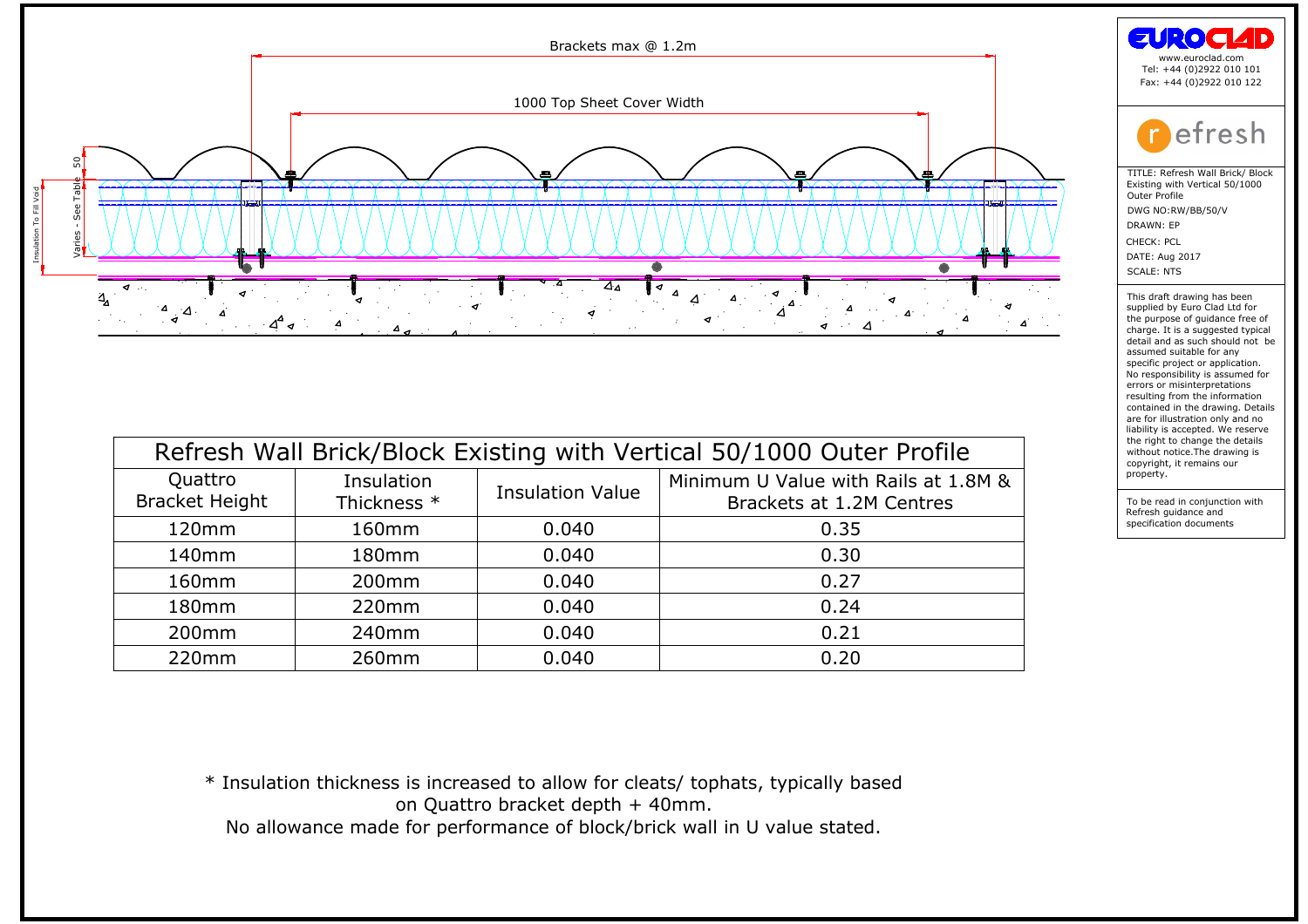Brackets max @ 1.2m

1000 Top Sheet Cover Width

Insulation To Fill Void

Varies - See Table

50

**EUROCLAD**

www.euroclad.com
Tel: +44 (0)2922 010 101
Fax: +44 (0)2922 010 122

**refresh**

TITLE: Refresh Wall Brick/ Block Existing with Vertical 50/1000 Outer Profile

DWG NO:RW/BB/50/V

DRAWN: EP

CHECK: PCL

DATE: Aug 2017

SCALE: NTS

This draft drawing has been supplied by Euro Clad Ltd for the purpose of guidance free of charge. It is a suggested typical detail and as such should not be assumed suitable for any specific project or application. No responsibility is assumed for errors or misinterpretations resulting from the information contained in the drawing. Details are for illustration only and no liability is accepted. We reserve the right to change the details without notice.The drawing is copyright, it remains our property.

To be read in conjunction with Refresh guidance and specification documents

## Refresh Wall Brick/Block Existing with Vertical 50/1000 Outer Profile

| Quattro Bracket Height | Insulation Thickness * | Insulation Value | Minimum U Value with Rails at 1.8M & Brackets at 1.2M Centres |
|---|---|---|---|
| 120mm | 160mm | 0.040 | 0.35 |
| 140mm | 180mm | 0.040 | 0.30 |
| 160mm | 200mm | 0.040 | 0.27 |
| 180mm | 220mm | 0.040 | 0.24 |
| 200mm | 240mm | 0.040 | 0.21 |
| 220mm | 260mm | 0.040 | 0.20 |

\* Insulation thickness is increased to allow for cleats/ tophats, typically based on Quattro bracket depth + 40mm.
No allowance made for performance of block/brick wall in U value stated.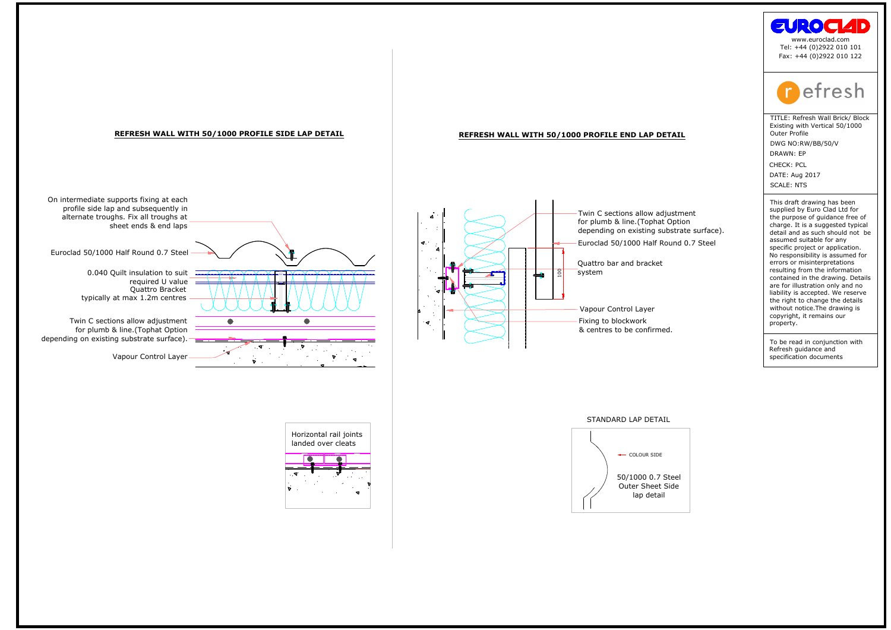## REFRESH WALL WITH 50/1000 PROFILE SIDE LAP DETAIL

On intermediate supports fixing at each profile side lap and subsequently in alternate troughs. Fix all troughs at sheet ends & end laps

Euroclad 50/1000 Half Round 0.7 Steel

0.040 Quilt insulation to suit required U value

Quattro Bracket typically at max 1.2m centres

Twin C sections allow adjustment for plumb & line.(Tophat Option depending on existing substrate surface).

Vapour Control Layer

Horizontal rail joints landed over cleats

## REFRESH WALL WITH 50/1000 PROFILE END LAP DETAIL

Twin C sections allow adjustment for plumb & line.(Tophat Option depending on existing substrate surface).

Euroclad 50/1000 Half Round 0.7 Steel

Quattro bar and bracket system

100

Vapour Control Layer

Fixing to blockwork & centres to be confirmed.

STANDARD LAP DETAIL

COLOUR SIDE

50/1000 0.7 Steel Outer Sheet Side lap detail

EUROCLAD

www.euroclad.com
Tel: +44 (0)2922 010 101
Fax: +44 (0)2922 010 122

refresh

TITLE: Refresh Wall Brick/ Block Existing with Vertical 50/1000 Outer Profile

DWG NO:RW/BB/50/V

DRAWN: EP

CHECK: PCL

DATE: Aug 2017

SCALE: NTS

This draft drawing has been supplied by Euro Clad Ltd for the purpose of guidance free of charge. It is a suggested typical detail and as such should not be assumed suitable for any specific project or application. No responsibility is assumed for errors or misinterpretations resulting from the information contained in the drawing. Details are for illustration only and no liability is accepted. We reserve the right to change the details without notice.The drawing is copyright, it remains our property.

To be read in conjunction with Refresh guidance and specification documents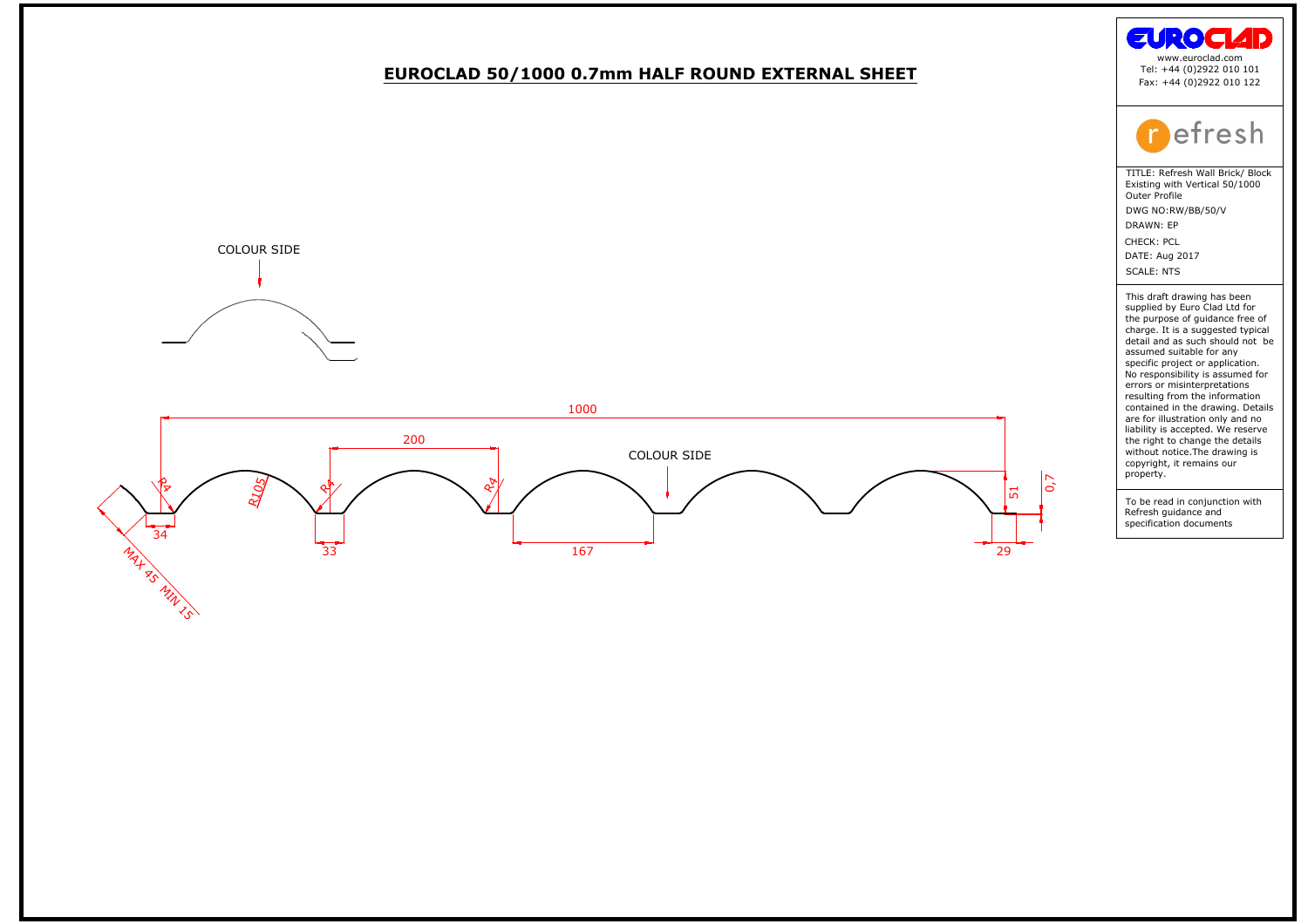# EUROCLAD 50/1000 0.7mm HALF ROUND EXTERNAL SHEET

COLOUR SIDE

1000

200

COLOUR SIDE

R4

R105

R4

R4

51

0,7

34

33

167

29

MAX 45 MIN 15

EUROCLAD

www.euroclad.com
Tel: +44 (0)2922 010 101
Fax: +44 (0)2922 010 122

refresh

TITLE: Refresh Wall Brick/ Block Existing with Vertical 50/1000 Outer Profile

DWG NO:RW/BB/50/V

DRAWN: EP

CHECK: PCL

DATE: Aug 2017

SCALE: NTS

This draft drawing has been supplied by Euro Clad Ltd for the purpose of guidance free of charge. It is a suggested typical detail and as such should not be assumed suitable for any specific project or application. No responsibility is assumed for errors or misinterpretations resulting from the information contained in the drawing. Details are for illustration only and no liability is accepted. We reserve the right to change the details without notice.The drawing is copyright, it remains our property.

To be read in conjunction with Refresh guidance and specification documents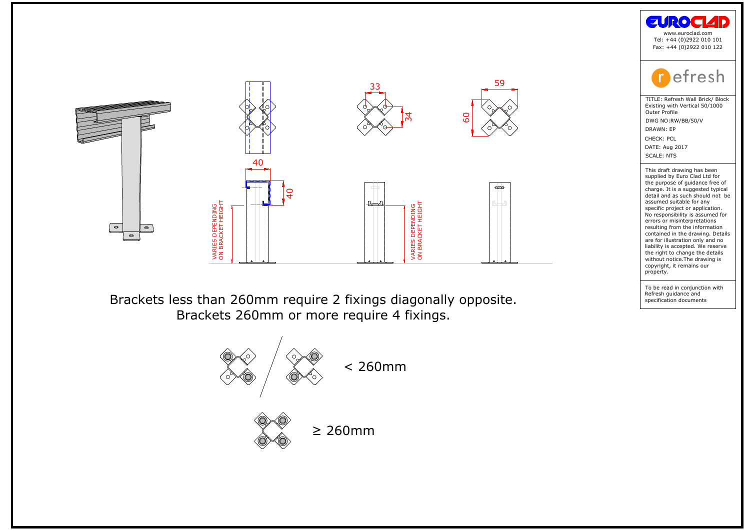40

40

VARIES DEPENDING ON BRACKET HEIGHT

33

34

VARIES DEPENDING ON BRACKET HEIGHT

59

60

Brackets less than 260mm require 2 fixings diagonally opposite.
Brackets 260mm or more require 4 fixings.

< 260mm

≥ 260mm

**EUROCLAD**
www.euroclad.com
Tel: +44 (0)2922 010 101
Fax: +44 (0)2922 010 122

**refresh**

TITLE: Refresh Wall Brick/ Block Existing with Vertical 50/1000 Outer Profile
DWG NO:RW/BB/50/V
DRAWN: EP
CHECK: PCL
DATE: Aug 2017
SCALE: NTS

This draft drawing has been supplied by Euro Clad Ltd for the purpose of guidance free of charge. It is a suggested typical detail and as such should not be assumed suitable for any specific project or application. No responsibility is assumed for errors or misinterpretations resulting from the information contained in the drawing. Details are for illustration only and no liability is accepted. We reserve the right to change the details without notice.The drawing is copyright, it remains our property.

To be read in conjunction with Refresh guidance and specification documents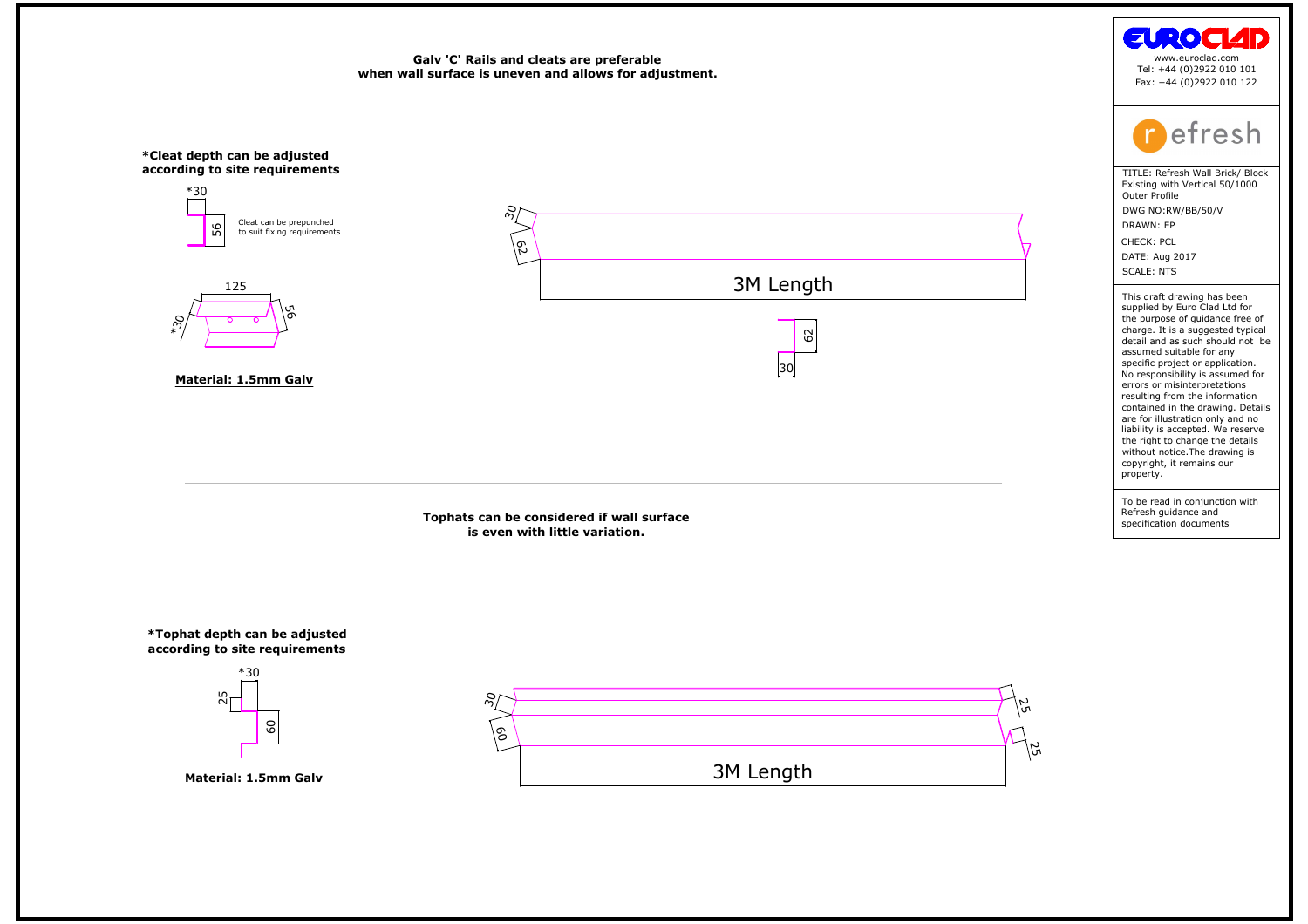**Galv 'C' Rails and cleats are preferable when wall surface is uneven and allows for adjustment.**

**\*Cleat depth can be adjusted according to site requirements**

\*30

56

Cleat can be prepunched to suit fixing requirements

125

\*30

56

**Material: 1.5mm Galv**

30

62

3M Length

62

30

**Tophats can be considered if wall surface is even with little variation.**

**\*Tophat depth can be adjusted according to site requirements**

\*30

25

60

**Material: 1.5mm Galv**

30

60

25

25

3M Length

EUROCLAD

www.euroclad.com
Tel: +44 (0)2922 010 101
Fax: +44 (0)2922 010 122

refresh

TITLE: Refresh Wall Brick/ Block Existing with Vertical 50/1000 Outer Profile

DWG NO:RW/BB/50/V

DRAWN: EP

CHECK: PCL

DATE: Aug 2017

SCALE: NTS

This draft drawing has been supplied by Euro Clad Ltd for the purpose of guidance free of charge. It is a suggested typical detail and as such should not be assumed suitable for any specific project or application. No responsibility is assumed for errors or misinterpretations resulting from the information contained in the drawing. Details are for illustration only and no liability is accepted. We reserve the right to change the details without notice.The drawing is copyright, it remains our property.

To be read in conjunction with Refresh guidance and specification documents